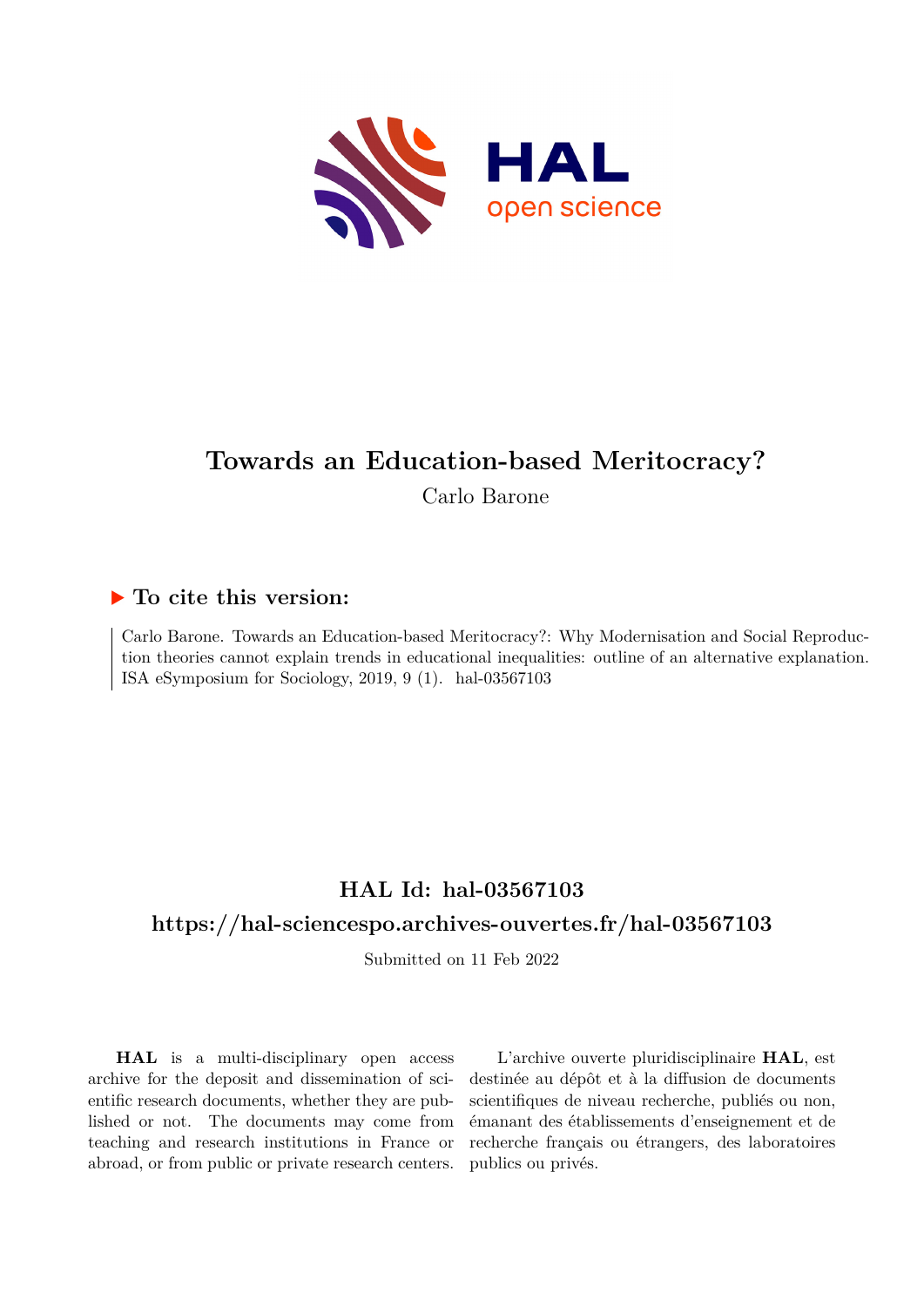# Towards an Education-based Meritocracy?

Carlo Barone

## ▶ To cite this version:

Carlo Barone. Towards an Education-based Meritocracy?: Why Modernisation and Social Reproduction theories cannot explain trends in educational inequalities: outline of an alternative explanation. ISA eSymposium for Sociology, 2019, 9 (1). hal-03567103

## HAL Id: hal-03567103

## https://hal-sciencespo.archives-ouvertes.fr/hal-03567103

Submitted on 11 Feb 2022

**HAL** is a multi-disciplinary open access archive for the deposit and dissemination of scientific research documents, whether they are published or not. The documents may come from teaching and research institutions in France or abroad, or from public or private research centers.

L'archive ouverte pluridisciplinaire **HAL**, est destinée au dépôt et à la diffusion de documents scientifiques de niveau recherche, publiés ou non, émanant des établissements d'enseignement et de recherche français ou étrangers, des laboratoires publics ou privés.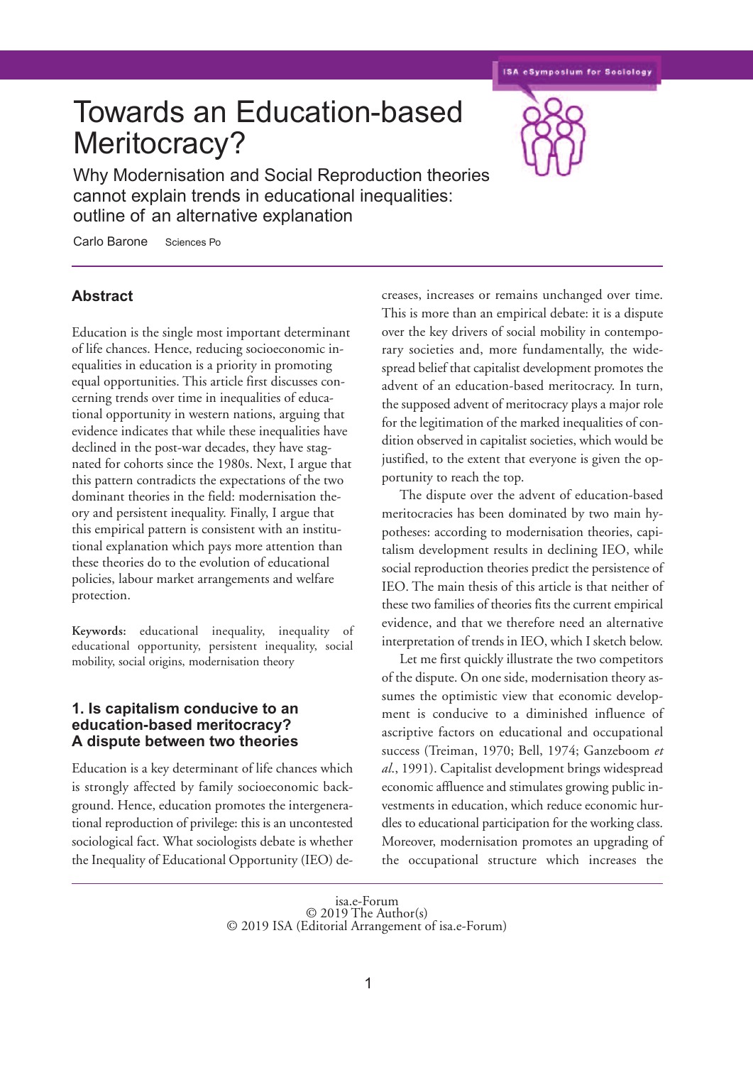# Towards an Education-based Meritocracy?

## Why Modernisation and Social Reproduction theories cannot explain trends in educational inequalities: outline of an alternative explanation

Carlo Barone   Sciences Po

### Abstract

Education is the single most important determinant of life chances. Hence, reducing socioeconomic inequalities in education is a priority in promoting equal opportunities. This article first discusses concerning trends over time in inequalities of educational opportunity in western nations, arguing that evidence indicates that while these inequalities have declined in the post-war decades, they have stagnated for cohorts since the 1980s. Next, I argue that this pattern contradicts the expectations of the two dominant theories in the field: modernisation theory and persistent inequality. Finally, I argue that this empirical pattern is consistent with an institutional explanation which pays more attention than these theories do to the evolution of educational policies, labour market arrangements and welfare protection.

**Keywords:** educational inequality, inequality of educational opportunity, persistent inequality, social mobility, social origins, modernisation theory

## 1. Is capitalism conducive to an education-based meritocracy? A dispute between two theories

Education is a key determinant of life chances which is strongly affected by family socioeconomic background. Hence, education promotes the intergenerational reproduction of privilege: this is an uncontested sociological fact. What sociologists debate is whether the Inequality of Educational Opportunity (IEO) decreases, increases or remains unchanged over time. This is more than an empirical debate: it is a dispute over the key drivers of social mobility in contemporary societies and, more fundamentally, the widespread belief that capitalist development promotes the advent of an education-based meritocracy. In turn, the supposed advent of meritocracy plays a major role for the legitimation of the marked inequalities of condition observed in capitalist societies, which would be justified, to the extent that everyone is given the opportunity to reach the top.

The dispute over the advent of education-based meritocracies has been dominated by two main hypotheses: according to modernisation theories, capitalism development results in declining IEO, while social reproduction theories predict the persistence of IEO. The main thesis of this article is that neither of these two families of theories fits the current empirical evidence, and that we therefore need an alternative interpretation of trends in IEO, which I sketch below.

Let me first quickly illustrate the two competitors of the dispute. On one side, modernisation theory assumes the optimistic view that economic development is conducive to a diminished influence of ascriptive factors on educational and occupational success (Treiman, 1970; Bell, 1974; Ganzeboom *et al.*, 1991). Capitalist development brings widespread economic affluence and stimulates growing public investments in education, which reduce economic hurdles to educational participation for the working class. Moreover, modernisation promotes an upgrading of the occupational structure which increases the

isa.e-Forum
© 2019 The Author(s)
© 2019 ISA (Editorial Arrangement of isa.e-Forum)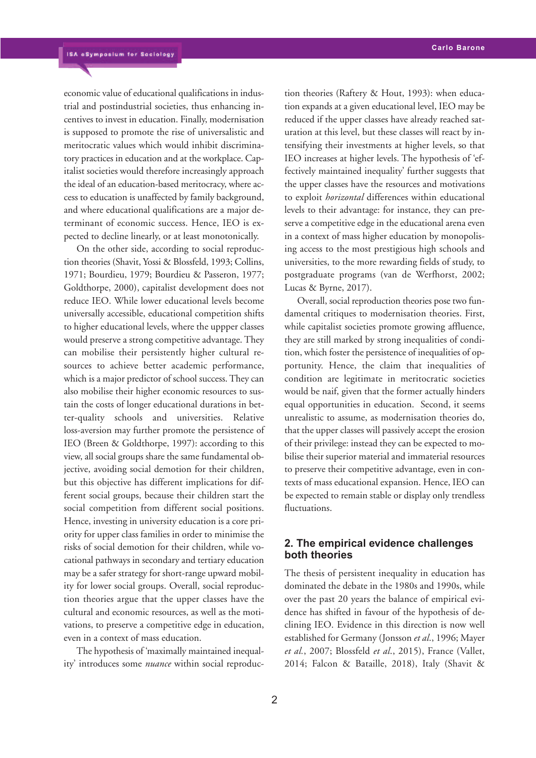economic value of educational qualifications in industrial and postindustrial societies, thus enhancing incentives to invest in education. Finally, modernisation is supposed to promote the rise of universalistic and meritocratic values which would inhibit discriminatory practices in education and at the workplace. Capitalist societies would therefore increasingly approach the ideal of an education-based meritocracy, where access to education is unaffected by family background, and where educational qualifications are a major determinant of economic success. Hence, IEO is expected to decline linearly, or at least monotonically.

On the other side, according to social reproduction theories (Shavit, Yossi & Blossfeld, 1993; Collins, 1971; Bourdieu, 1979; Bourdieu & Passeron, 1977; Goldthorpe, 2000), capitalist development does not reduce IEO. While lower educational levels become universally accessible, educational competition shifts to higher educational levels, where the uppper classes would preserve a strong competitive advantage. They can mobilise their persistently higher cultural resources to achieve better academic performance, which is a major predictor of school success. They can also mobilise their higher economic resources to sustain the costs of longer educational durations in better-quality schools and universities. Relative loss-aversion may further promote the persistence of IEO (Breen & Goldthorpe, 1997): according to this view, all social groups share the same fundamental objective, avoiding social demotion for their children, but this objective has different implications for different social groups, because their children start the social competition from different social positions. Hence, investing in university education is a core priority for upper class families in order to minimise the risks of social demotion for their children, while vocational pathways in secondary and tertiary education may be a safer strategy for short-range upward mobility for lower social groups. Overall, social reproduction theories argue that the upper classes have the cultural and economic resources, as well as the motivations, to preserve a competitive edge in education, even in a context of mass education.

The hypothesis of 'maximally maintained inequality' introduces some *nuance* within social reproduction theories (Raftery & Hout, 1993): when education expands at a given educational level, IEO may be reduced if the upper classes have already reached saturation at this level, but these classes will react by intensifying their investments at higher levels, so that IEO increases at higher levels. The hypothesis of 'effectively maintained inequality' further suggests that the upper classes have the resources and motivations to exploit *horizontal* differences within educational levels to their advantage: for instance, they can preserve a competitive edge in the educational arena even in a context of mass higher education by monopolising access to the most prestigious high schools and universities, to the more rewarding fields of study, to postgraduate programs (van de Werfhorst, 2002; Lucas & Byrne, 2017).

Overall, social reproduction theories pose two fundamental critiques to modernisation theories. First, while capitalist societies promote growing affluence, they are still marked by strong inequalities of condition, which foster the persistence of inequalities of opportunity. Hence, the claim that inequalities of condition are legitimate in meritocratic societies would be naif, given that the former actually hinders equal opportunities in education. Second, it seems unrealistic to assume, as modernisation theories do, that the upper classes will passively accept the erosion of their privilege: instead they can be expected to mobilise their superior material and immaterial resources to preserve their competitive advantage, even in contexts of mass educational expansion. Hence, IEO can be expected to remain stable or display only trendless fluctuations.

## 2. The empirical evidence challenges both theories

The thesis of persistent inequality in education has dominated the debate in the 1980s and 1990s, while over the past 20 years the balance of empirical evidence has shifted in favour of the hypothesis of declining IEO. Evidence in this direction is now well established for Germany (Jonsson *et al.*, 1996; Mayer *et al.*, 2007; Blossfeld *et al.*, 2015), France (Vallet, 2014; Falcon & Bataille, 2018), Italy (Shavit &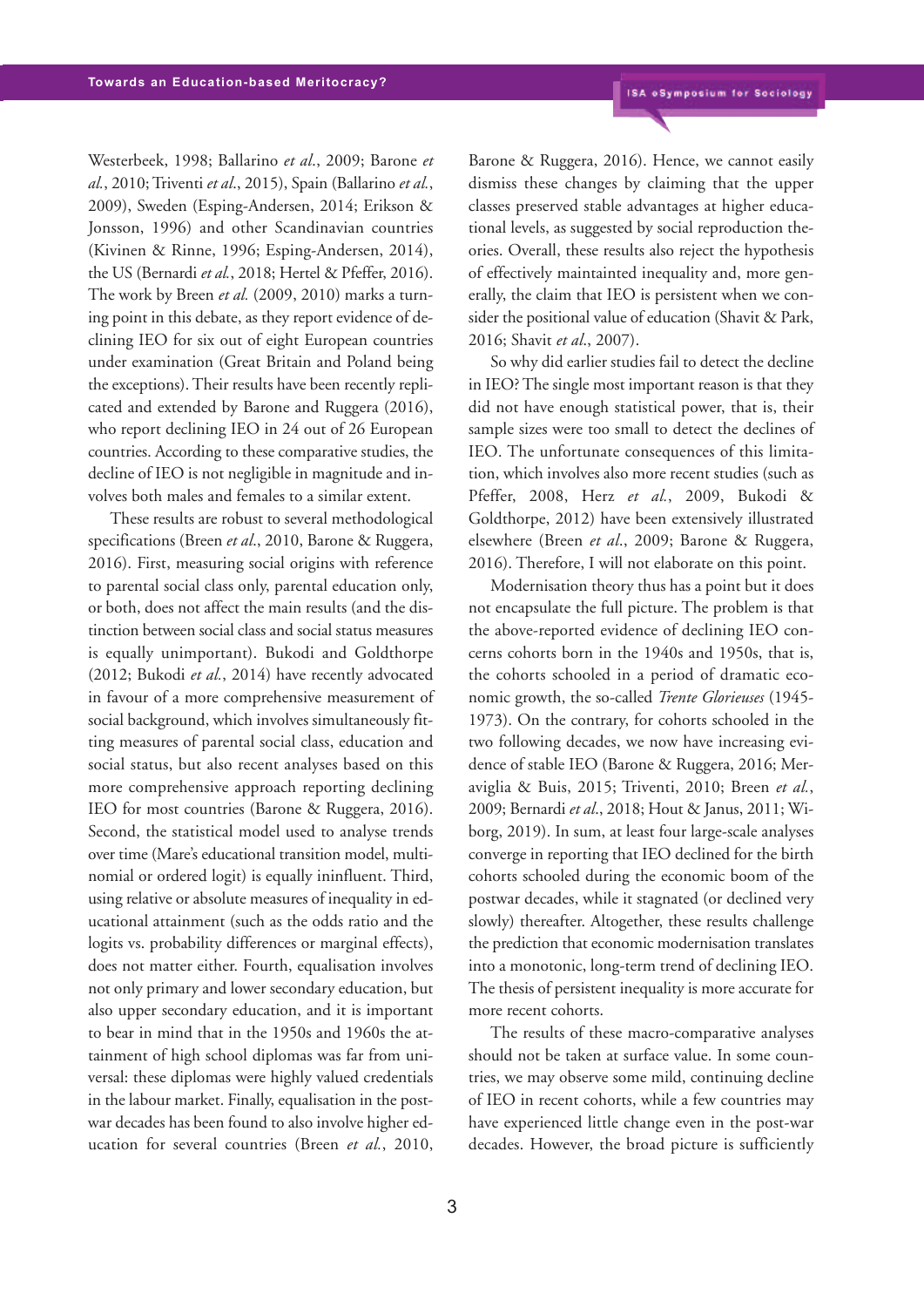Westerbeek, 1998; Ballarino *et al.*, 2009; Barone *et al.*, 2010; Triventi *et al.*, 2015), Spain (Ballarino *et al.*, 2009), Sweden (Esping-Andersen, 2014; Erikson & Jonsson, 1996) and other Scandinavian countries (Kivinen & Rinne, 1996; Esping-Andersen, 2014), the US (Bernardi *et al.*, 2018; Hertel & Pfeffer, 2016). The work by Breen *et al.* (2009, 2010) marks a turning point in this debate, as they report evidence of declining IEO for six out of eight European countries under examination (Great Britain and Poland being the exceptions). Their results have been recently replicated and extended by Barone and Ruggera (2016), who report declining IEO in 24 out of 26 European countries. According to these comparative studies, the decline of IEO is not negligible in magnitude and involves both males and females to a similar extent.

These results are robust to several methodological specifications (Breen *et al.*, 2010, Barone & Ruggera, 2016). First, measuring social origins with reference to parental social class only, parental education only, or both, does not affect the main results (and the distinction between social class and social status measures is equally unimportant). Bukodi and Goldthorpe (2012; Bukodi *et al.*, 2014) have recently advocated in favour of a more comprehensive measurement of social background, which involves simultaneously fitting measures of parental social class, education and social status, but also recent analyses based on this more comprehensive approach reporting declining IEO for most countries (Barone & Ruggera, 2016). Second, the statistical model used to analyse trends over time (Mare's educational transition model, multinomial or ordered logit) is equally ininfluent. Third, using relative or absolute measures of inequality in educational attainment (such as the odds ratio and the logits vs. probability differences or marginal effects), does not matter either. Fourth, equalisation involves not only primary and lower secondary education, but also upper secondary education, and it is important to bear in mind that in the 1950s and 1960s the attainment of high school diplomas was far from universal: these diplomas were highly valued credentials in the labour market. Finally, equalisation in the post-war decades has been found to also involve higher education for several countries (Breen *et al.*, 2010, Barone & Ruggera, 2016). Hence, we cannot easily dismiss these changes by claiming that the upper classes preserved stable advantages at higher educational levels, as suggested by social reproduction theories. Overall, these results also reject the hypothesis of effectively maintainted inequality and, more generally, the claim that IEO is persistent when we consider the positional value of education (Shavit & Park, 2016; Shavit *et al.*, 2007).

So why did earlier studies fail to detect the decline in IEO? The single most important reason is that they did not have enough statistical power, that is, their sample sizes were too small to detect the declines of IEO. The unfortunate consequences of this limitation, which involves also more recent studies (such as Pfeffer, 2008, Herz *et al.*, 2009, Bukodi & Goldthorpe, 2012) have been extensively illustrated elsewhere (Breen *et al.*, 2009; Barone & Ruggera, 2016). Therefore, I will not elaborate on this point.

Modernisation theory thus has a point but it does not encapsulate the full picture. The problem is that the above-reported evidence of declining IEO concerns cohorts born in the 1940s and 1950s, that is, the cohorts schooled in a period of dramatic economic growth, the so-called *Trente Glorieuses* (1945-1973). On the contrary, for cohorts schooled in the two following decades, we now have increasing evidence of stable IEO (Barone & Ruggera, 2016; Meraviglia & Buis, 2015; Triventi, 2010; Breen *et al.*, 2009; Bernardi *et al.*, 2018; Hout & Janus, 2011; Wiborg, 2019). In sum, at least four large-scale analyses converge in reporting that IEO declined for the birth cohorts schooled during the economic boom of the postwar decades, while it stagnated (or declined very slowly) thereafter. Altogether, these results challenge the prediction that economic modernisation translates into a monotonic, long-term trend of declining IEO. The thesis of persistent inequality is more accurate for more recent cohorts.

The results of these macro-comparative analyses should not be taken at surface value. In some countries, we may observe some mild, continuing decline of IEO in recent cohorts, while a few countries may have experienced little change even in the post-war decades. However, the broad picture is sufficiently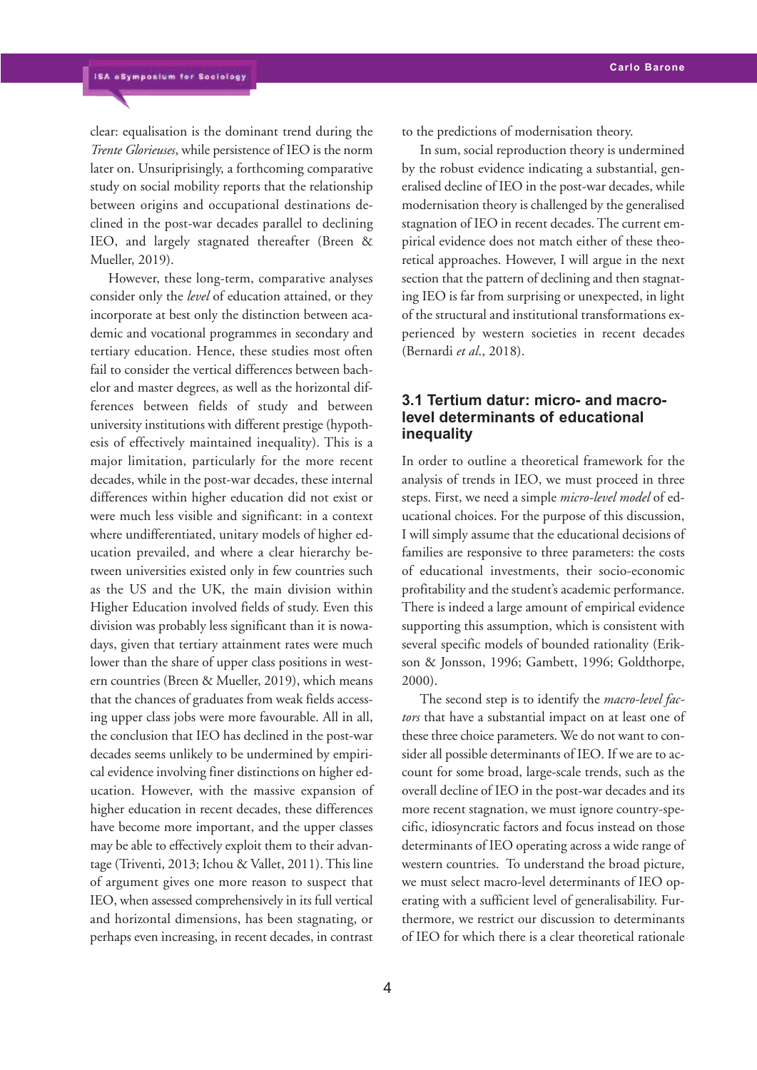clear: equalisation is the dominant trend during the *Trente Glorieuses*, while persistence of IEO is the norm later on. Unsurprisingly, a forthcoming comparative study on social mobility reports that the relationship between origins and occupational destinations declined in the post-war decades parallel to declining IEO, and largely stagnated thereafter (Breen & Mueller, 2019).

However, these long-term, comparative analyses consider only the *level* of education attained, or they incorporate at best only the distinction between academic and vocational programmes in secondary and tertiary education. Hence, these studies most often fail to consider the vertical differences between bachelor and master degrees, as well as the horizontal differences between fields of study and between university institutions with different prestige (hypothesis of effectively maintained inequality). This is a major limitation, particularly for the more recent decades, while in the post-war decades, these internal differences within higher education did not exist or were much less visible and significant: in a context where undifferentiated, unitary models of higher education prevailed, and where a clear hierarchy between universities existed only in few countries such as the US and the UK, the main division within Higher Education involved fields of study. Even this division was probably less significant than it is nowadays, given that tertiary attainment rates were much lower than the share of upper class positions in western countries (Breen & Mueller, 2019), which means that the chances of graduates from weak fields accessing upper class jobs were more favourable. All in all, the conclusion that IEO has declined in the post-war decades seems unlikely to be undermined by empirical evidence involving finer distinctions on higher education. However, with the massive expansion of higher education in recent decades, these differences have become more important, and the upper classes may be able to effectively exploit them to their advantage (Triventi, 2013; Ichou & Vallet, 2011). This line of argument gives one more reason to suspect that IEO, when assessed comprehensively in its full vertical and horizontal dimensions, has been stagnating, or perhaps even increasing, in recent decades, in contrast to the predictions of modernisation theory.

In sum, social reproduction theory is undermined by the robust evidence indicating a substantial, generalised decline of IEO in the post-war decades, while modernisation theory is challenged by the generalised stagnation of IEO in recent decades. The current empirical evidence does not match either of these theoretical approaches. However, I will argue in the next section that the pattern of declining and then stagnating IEO is far from surprising or unexpected, in light of the structural and institutional transformations experienced by western societies in recent decades (Bernardi *et al.*, 2018).

### 3.1 Tertium datur: micro- and macro-level determinants of educational inequality

In order to outline a theoretical framework for the analysis of trends in IEO, we must proceed in three steps. First, we need a simple *micro-level model* of educational choices. For the purpose of this discussion, I will simply assume that the educational decisions of families are responsive to three parameters: the costs of educational investments, their socio-economic profitability and the student's academic performance. There is indeed a large amount of empirical evidence supporting this assumption, which is consistent with several specific models of bounded rationality (Erikson & Jonsson, 1996; Gambett, 1996; Goldthorpe, 2000).

The second step is to identify the *macro-level factors* that have a substantial impact on at least one of these three choice parameters. We do not want to consider all possible determinants of IEO. If we are to account for some broad, large-scale trends, such as the overall decline of IEO in the post-war decades and its more recent stagnation, we must ignore country-specific, idiosyncratic factors and focus instead on those determinants of IEO operating across a wide range of western countries. To understand the broad picture, we must select macro-level determinants of IEO operating with a sufficient level of generalisability. Furthermore, we restrict our discussion to determinants of IEO for which there is a clear theoretical rationale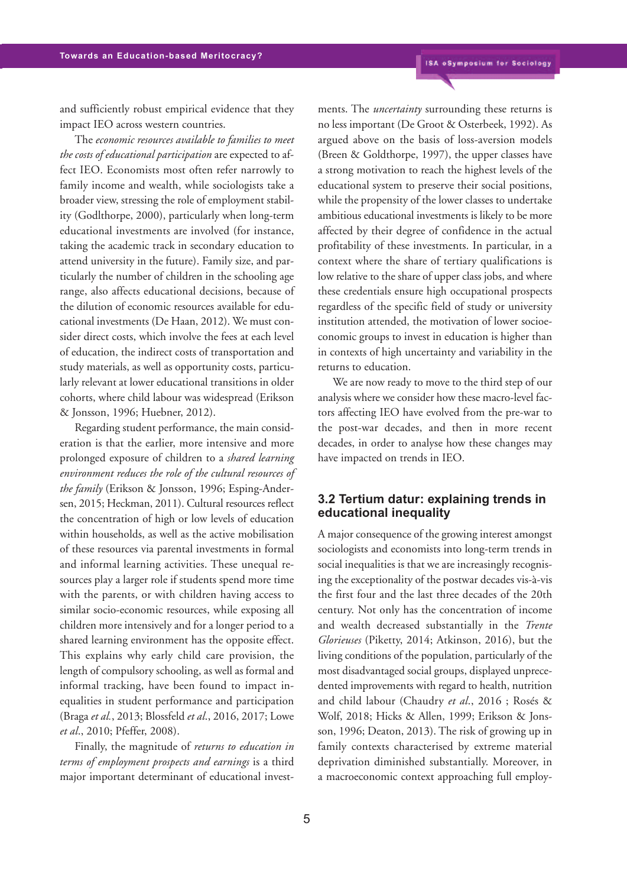and sufficiently robust empirical evidence that they impact IEO across western countries.

The *economic resources available to families to meet the costs of educational participation* are expected to affect IEO. Economists most often refer narrowly to family income and wealth, while sociologists take a broader view, stressing the role of employment stability (Godlthorpe, 2000), particularly when long-term educational investments are involved (for instance, taking the academic track in secondary education to attend university in the future). Family size, and particularly the number of children in the schooling age range, also affects educational decisions, because of the dilution of economic resources available for educational investments (De Haan, 2012). We must consider direct costs, which involve the fees at each level of education, the indirect costs of transportation and study materials, as well as opportunity costs, particularly relevant at lower educational transitions in older cohorts, where child labour was widespread (Erikson & Jonsson, 1996; Huebner, 2012).

Regarding student performance, the main consideration is that the earlier, more intensive and more prolonged exposure of children to a *shared learning environment reduces the role of the cultural resources of the family* (Erikson & Jonsson, 1996; Esping-Andersen, 2015; Heckman, 2011). Cultural resources reflect the concentration of high or low levels of education within households, as well as the active mobilisation of these resources via parental investments in formal and informal learning activities. These unequal resources play a larger role if students spend more time with the parents, or with children having access to similar socio-economic resources, while exposing all children more intensively and for a longer period to a shared learning environment has the opposite effect. This explains why early child care provision, the length of compulsory schooling, as well as formal and informal tracking, have been found to impact inequalities in student performance and participation (Braga *et al.*, 2013; Blossfeld *et al.*, 2016, 2017; Lowe *et al.*, 2010; Pfeffer, 2008).

Finally, the magnitude of *returns to education in terms of employment prospects and earnings* is a third major important determinant of educational investments. The *uncertainty* surrounding these returns is no less important (De Groot & Osterbeek, 1992). As argued above on the basis of loss-aversion models (Breen & Goldthorpe, 1997), the upper classes have a strong motivation to reach the highest levels of the educational system to preserve their social positions, while the propensity of the lower classes to undertake ambitious educational investments is likely to be more affected by their degree of confidence in the actual profitability of these investments. In particular, in a context where the share of tertiary qualifications is low relative to the share of upper class jobs, and where these credentials ensure high occupational prospects regardless of the specific field of study or university institution attended, the motivation of lower socioeconomic groups to invest in education is higher than in contexts of high uncertainty and variability in the returns to education.

We are now ready to move to the third step of our analysis where we consider how these macro-level factors affecting IEO have evolved from the pre-war to the post-war decades, and then in more recent decades, in order to analyse how these changes may have impacted on trends in IEO.

### 3.2 Tertium datur: explaining trends in educational inequality

A major consequence of the growing interest amongst sociologists and economists into long-term trends in social inequalities is that we are increasingly recognising the exceptionality of the postwar decades vis-à-vis the first four and the last three decades of the 20th century. Not only has the concentration of income and wealth decreased substantially in the *Trente Glorieuses* (Piketty, 2014; Atkinson, 2016), but the living conditions of the population, particularly of the most disadvantaged social groups, displayed unprecedented improvements with regard to health, nutrition and child labour (Chaudry *et al.*, 2016 ; Rosés & Wolf, 2018; Hicks & Allen, 1999; Erikson & Jonsson, 1996; Deaton, 2013). The risk of growing up in family contexts characterised by extreme material deprivation diminished substantially. Moreover, in a macroeconomic context approaching full employ-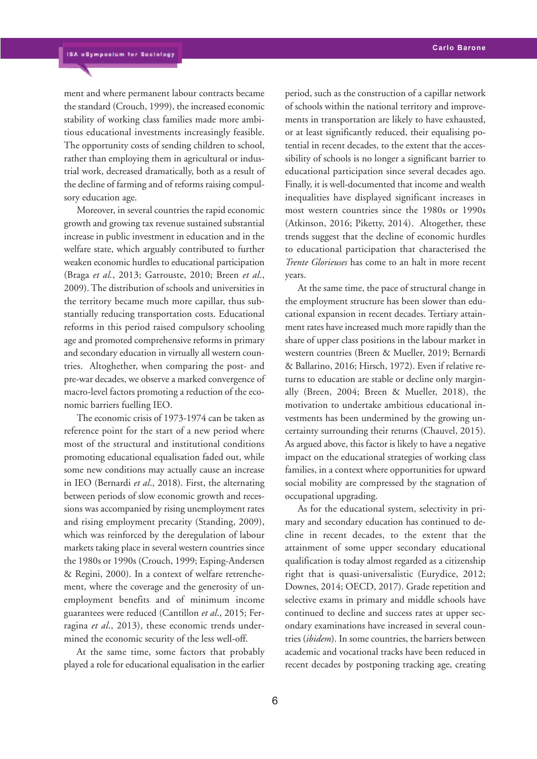ment and where permanent labour contracts became the standard (Crouch, 1999), the increased economic stability of working class families made more ambitious educational investments increasingly feasible. The opportunity costs of sending children to school, rather than employing them in agricultural or industrial work, decreased dramatically, both as a result of the decline of farming and of reforms raising compulsory education age.

Moreover, in several countries the rapid economic growth and growing tax revenue sustained substantial increase in public investment in education and in the welfare state, which arguably contributed to further weaken economic hurdles to educational participation (Braga *et al.*, 2013; Garrouste, 2010; Breen *et al.*, 2009). The distribution of schools and universities in the territory became much more capillar, thus substantially reducing transportation costs. Educational reforms in this period raised compulsory schooling age and promoted comprehensive reforms in primary and secondary education in virtually all western countries. Altogether, when comparing the post- and pre-war decades, we observe a marked convergence of macro-level factors promoting a reduction of the economic barriers fuelling IEO.

The economic crisis of 1973-1974 can be taken as reference point for the start of a new period where most of the structural and institutional conditions promoting educational equalisation faded out, while some new conditions may actually cause an increase in IEO (Bernardi *et al.*, 2018). First, the alternating between periods of slow economic growth and recessions was accompanied by rising unemployment rates and rising employment precarity (Standing, 2009), which was reinforced by the deregulation of labour markets taking place in several western countries since the 1980s or 1990s (Crouch, 1999; Esping-Andersen & Regini, 2000). In a context of welfare retrenchement, where the coverage and the generosity of unemployment benefits and of minimum income guarantees were reduced (Cantillon *et al.*, 2015; Ferragina *et al.*, 2013), these economic trends undermined the economic security of the less well-off.

At the same time, some factors that probably played a role for educational equalisation in the earlier period, such as the construction of a capillar network of schools within the national territory and improvements in transportation are likely to have exhausted, or at least significantly reduced, their equalising potential in recent decades, to the extent that the accessibility of schools is no longer a significant barrier to educational participation since several decades ago. Finally, it is well-documented that income and wealth inequalities have displayed significant increases in most western countries since the 1980s or 1990s (Atkinson, 2016; Piketty, 2014). Altogether, these trends suggest that the decline of economic hurdles to educational participation that characterised the *Trente Glorieuses* has come to an halt in more recent years.

At the same time, the pace of structural change in the employment structure has been slower than educational expansion in recent decades. Tertiary attainment rates have increased much more rapidly than the share of upper class positions in the labour market in western countries (Breen & Mueller, 2019; Bernardi & Ballarino, 2016; Hirsch, 1972). Even if relative returns to education are stable or decline only marginally (Breen, 2004; Breen & Mueller, 2018), the motivation to undertake ambitious educational investments has been undermined by the growing uncertainty surrounding their returns (Chauvel, 2015). As argued above, this factor is likely to have a negative impact on the educational strategies of working class families, in a context where opportunities for upward social mobility are compressed by the stagnation of occupational upgrading.

As for the educational system, selectivity in primary and secondary education has continued to decline in recent decades, to the extent that the attainment of some upper secondary educational qualification is today almost regarded as a citizenship right that is quasi-universalistic (Eurydice, 2012; Downes, 2014; OECD, 2017). Grade repetition and selective exams in primary and middle schools have continued to decline and success rates at upper secondary examinations have increased in several countries (*ibidem*). In some countries, the barriers between academic and vocational tracks have been reduced in recent decades by postponing tracking age, creating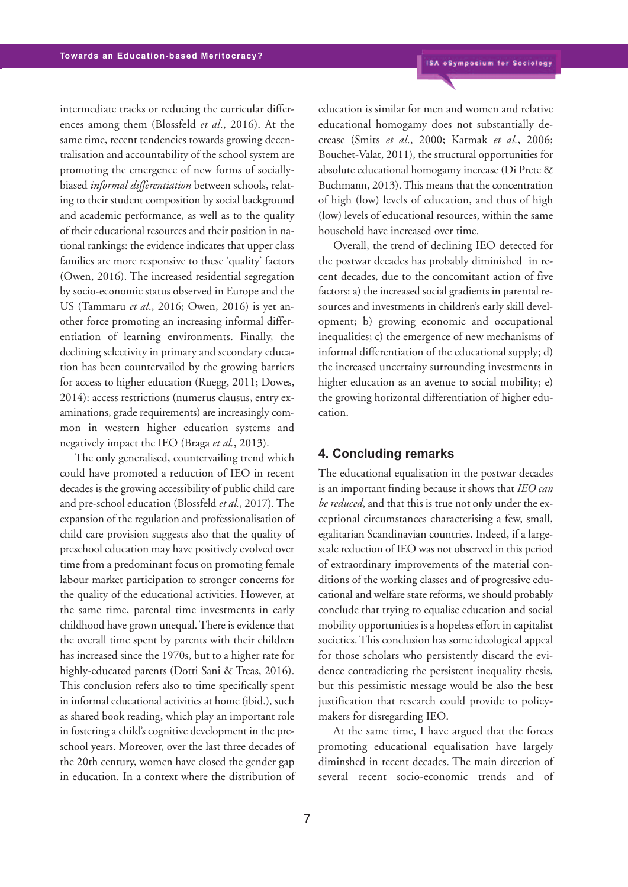intermediate tracks or reducing the curricular differences among them (Blossfeld *et al.*, 2016). At the same time, recent tendencies towards growing decentralisation and accountability of the school system are promoting the emergence of new forms of socially-biased *informal differentiation* between schools, relating to their student composition by social background and academic performance, as well as to the quality of their educational resources and their position in national rankings: the evidence indicates that upper class families are more responsive to these 'quality' factors (Owen, 2016). The increased residential segregation by socio-economic status observed in Europe and the US (Tammaru *et al.*, 2016; Owen, 2016) is yet another force promoting an increasing informal differentiation of learning environments. Finally, the declining selectivity in primary and secondary education has been countervailed by the growing barriers for access to higher education (Ruegg, 2011; Dowes, 2014): access restrictions (numerus clausus, entry examinations, grade requirements) are increasingly common in western higher education systems and negatively impact the IEO (Braga *et al.*, 2013).

The only generalised, countervailing trend which could have promoted a reduction of IEO in recent decades is the growing accessibility of public child care and pre-school education (Blossfeld *et al.*, 2017). The expansion of the regulation and professionalisation of child care provision suggests also that the quality of preschool education may have positively evolved over time from a predominant focus on promoting female labour market participation to stronger concerns for the quality of the educational activities. However, at the same time, parental time investments in early childhood have grown unequal. There is evidence that the overall time spent by parents with their children has increased since the 1970s, but to a higher rate for highly-educated parents (Dotti Sani & Treas, 2016). This conclusion refers also to time specifically spent in informal educational activities at home (ibid.), such as shared book reading, which play an important role in fostering a child's cognitive development in the pre-school years. Moreover, over the last three decades of the 20th century, women have closed the gender gap in education. In a context where the distribution of education is similar for men and women and relative educational homogamy does not substantially decrease (Smits *et al.*, 2000; Katmak *et al.*, 2006; Bouchet-Valat, 2011), the structural opportunities for absolute educational homogamy increase (Di Prete & Buchmann, 2013). This means that the concentration of high (low) levels of education, and thus of high (low) levels of educational resources, within the same household have increased over time.

Overall, the trend of declining IEO detected for the postwar decades has probably diminished in recent decades, due to the concomitant action of five factors: a) the increased social gradients in parental resources and investments in children's early skill development; b) growing economic and occupational inequalities; c) the emergence of new mechanisms of informal differentiation of the educational supply; d) the increased uncertainty surrounding investments in higher education as an avenue to social mobility; e) the growing horizontal differentiation of higher education.

## 4. Concluding remarks

The educational equalisation in the postwar decades is an important finding because it shows that *IEO can be reduced*, and that this is true not only under the exceptional circumstances characterising a few, small, egalitarian Scandinavian countries. Indeed, if a large-scale reduction of IEO was not observed in this period of extraordinary improvements of the material conditions of the working classes and of progressive educational and welfare state reforms, we should probably conclude that trying to equalise education and social mobility opportunities is a hopeless effort in capitalist societies. This conclusion has some ideological appeal for those scholars who persistently discard the evidence contradicting the persistent inequality thesis, but this pessimistic message would be also the best justification that research could provide to policy-makers for disregarding IEO.

At the same time, I have argued that the forces promoting educational equalisation have largely diminshed in recent decades. The main direction of several recent socio-economic trends and of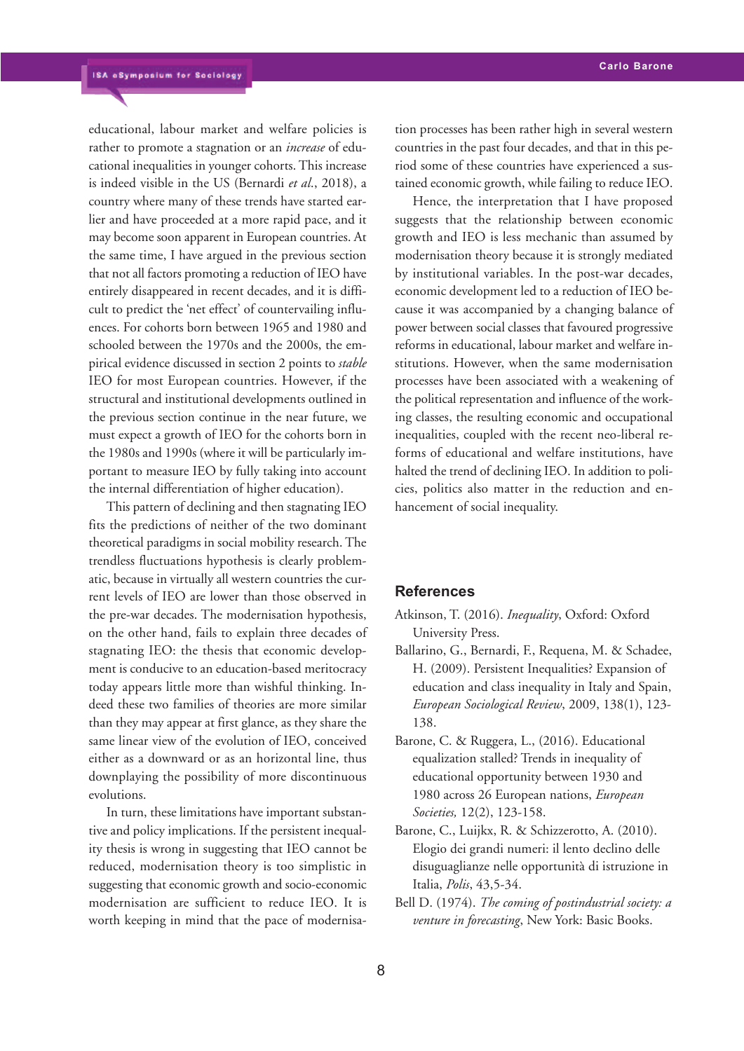educational, labour market and welfare policies is rather to promote a stagnation or an *increase* of educational inequalities in younger cohorts. This increase is indeed visible in the US (Bernardi *et al.*, 2018), a country where many of these trends have started earlier and have proceeded at a more rapid pace, and it may become soon apparent in European countries. At the same time, I have argued in the previous section that not all factors promoting a reduction of IEO have entirely disappeared in recent decades, and it is difficult to predict the 'net effect' of countervailing influences. For cohorts born between 1965 and 1980 and schooled between the 1970s and the 2000s, the empirical evidence discussed in section 2 points to *stable* IEO for most European countries. However, if the structural and institutional developments outlined in the previous section continue in the near future, we must expect a growth of IEO for the cohorts born in the 1980s and 1990s (where it will be particularly important to measure IEO by fully taking into account the internal differentiation of higher education).

This pattern of declining and then stagnating IEO fits the predictions of neither of the two dominant theoretical paradigms in social mobility research. The trendless fluctuations hypothesis is clearly problematic, because in virtually all western countries the current levels of IEO are lower than those observed in the pre-war decades. The modernisation hypothesis, on the other hand, fails to explain three decades of stagnating IEO: the thesis that economic development is conducive to an education-based meritocracy today appears little more than wishful thinking. Indeed these two families of theories are more similar than they may appear at first glance, as they share the same linear view of the evolution of IEO, conceived either as a downward or as an horizontal line, thus downplaying the possibility of more discontinuous evolutions.

In turn, these limitations have important substantive and policy implications. If the persistent inequality thesis is wrong in suggesting that IEO cannot be reduced, modernisation theory is too simplistic in suggesting that economic growth and socio-economic modernisation are sufficient to reduce IEO. It is worth keeping in mind that the pace of modernisation processes has been rather high in several western countries in the past four decades, and that in this period some of these countries have experienced a sustained economic growth, while failing to reduce IEO.

Hence, the interpretation that I have proposed suggests that the relationship between economic growth and IEO is less mechanic than assumed by modernisation theory because it is strongly mediated by institutional variables. In the post-war decades, economic development led to a reduction of IEO because it was accompanied by a changing balance of power between social classes that favoured progressive reforms in educational, labour market and welfare institutions. However, when the same modernisation processes have been associated with a weakening of the political representation and influence of the working classes, the resulting economic and occupational inequalities, coupled with the recent neo-liberal reforms of educational and welfare institutions, have halted the trend of declining IEO. In addition to policies, politics also matter in the reduction and enhancement of social inequality.

## References

Atkinson, T. (2016). *Inequality*, Oxford: Oxford University Press.

Ballarino, G., Bernardi, F., Requena, M. & Schadee, H. (2009). Persistent Inequalities? Expansion of education and class inequality in Italy and Spain, *European Sociological Review*, 2009, 138(1), 123-138.

Barone, C. & Ruggera, L., (2016). Educational equalization stalled? Trends in inequality of educational opportunity between 1930 and 1980 across 26 European nations, *European Societies,* 12(2), 123-158.

Barone, C., Luijkx, R. & Schizzerotto, A. (2010). Elogio dei grandi numeri: il lento declino delle disuguaglianze nelle opportunità di istruzione in Italia, *Polis*, 43,5-34.

Bell D. (1974). *The coming of postindustrial society: a venture in forecasting*, New York: Basic Books.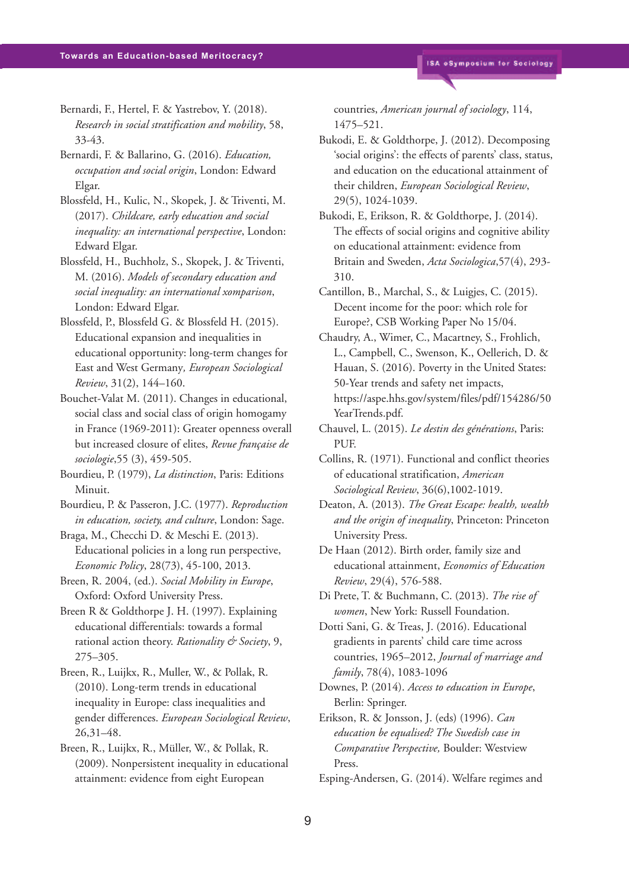Bernardi, F., Hertel, F. & Yastrebov, Y. (2018). *Research in social stratification and mobility*, 58, 33-43.

Bernardi, F. & Ballarino, G. (2016). *Education, occupation and social origin*, London: Edward Elgar.

Blossfeld, H., Kulic, N., Skopek, J. & Triventi, M. (2017). *Childcare, early education and social inequality: an international perspective*, London: Edward Elgar.

Blossfeld, H., Buchholz, S., Skopek, J. & Triventi, M. (2016). *Models of secondary education and social inequality: an international xomparison*, London: Edward Elgar.

Blossfeld, P., Blossfeld G. & Blossfeld H. (2015). Educational expansion and inequalities in educational opportunity: long-term changes for East and West Germany*, European Sociological Review*, 31(2), 144–160.

Bouchet-Valat M. (2011). Changes in educational, social class and social class of origin homogamy in France (1969-2011): Greater openness overall but increased closure of elites, *Revue française de sociologie*,55 (3), 459-505.

Bourdieu, P. (1979), *La distinction*, Paris: Editions Minuit.

Bourdieu, P. & Passeron, J.C. (1977). *Reproduction in education, society, and culture*, London: Sage.

Braga, M., Checchi D. & Meschi E. (2013). Educational policies in a long run perspective, *Economic Policy*, 28(73), 45-100, 2013.

Breen, R. 2004, (ed.). *Social Mobility in Europe*, Oxford: Oxford University Press.

Breen R & Goldthorpe J. H. (1997). Explaining educational differentials: towards a formal rational action theory. *Rationality & Society*, 9, 275–305.

Breen, R., Luijkx, R., Muller, W., & Pollak, R. (2010). Long-term trends in educational inequality in Europe: class inequalities and gender differences. *European Sociological Review*, 26,31–48.

Breen, R., Luijkx, R., Müller, W., & Pollak, R. (2009). Nonpersistent inequality in educational attainment: evidence from eight European countries, *American journal of sociology*, 114, 1475–521.

Bukodi, E. & Goldthorpe, J. (2012). Decomposing 'social origins': the effects of parents' class, status, and education on the educational attainment of their children, *European Sociological Review*, 29(5), 1024-1039.

Bukodi, E, Erikson, R. & Goldthorpe, J. (2014). The effects of social origins and cognitive ability on educational attainment: evidence from Britain and Sweden, *Acta Sociologica*,57(4), 293-310.

Cantillon, B., Marchal, S., & Luigjes, C. (2015). Decent income for the poor: which role for Europe?, CSB Working Paper No 15/04.

Chaudry, A., Wimer, C., Macartney, S., Frohlich, L., Campbell, C., Swenson, K., Oellerich, D. & Hauan, S. (2016). Poverty in the United States: 50-Year trends and safety net impacts, https://aspe.hhs.gov/system/files/pdf/154286/50YearTrends.pdf.

Chauvel, L. (2015). *Le destin des générations*, Paris: PUF.

Collins, R. (1971). Functional and conflict theories of educational stratification, *American Sociological Review*, 36(6),1002-1019.

Deaton, A. (2013). *The Great Escape: health, wealth and the origin of inequality*, Princeton: Princeton University Press.

De Haan (2012). Birth order, family size and educational attainment, *Economics of Education Review*, 29(4), 576-588.

Di Prete, T. & Buchmann, C. (2013). *The rise of women*, New York: Russell Foundation.

Dotti Sani, G. & Treas, J. (2016). Educational gradients in parents' child care time across countries, 1965–2012, *Journal of marriage and family*, 78(4), 1083-1096

Downes, P. (2014). *Access to education in Europe*, Berlin: Springer.

Erikson, R. & Jonsson, J. (eds) (1996). *Can education be equalised? The Swedish case in Comparative Perspective,* Boulder: Westview Press.

Esping-Andersen, G. (2014). Welfare regimes and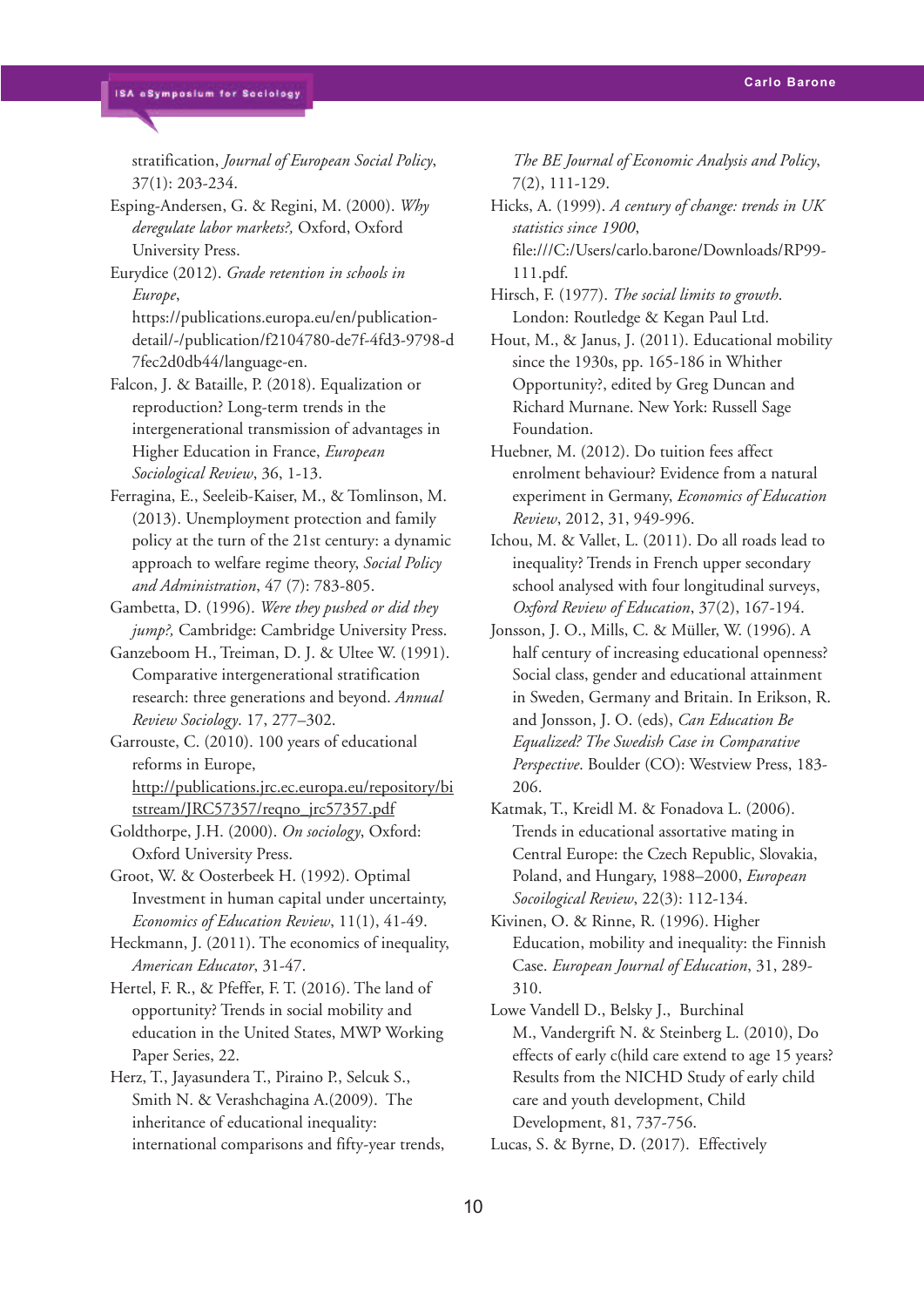stratification, *Journal of European Social Policy*, 37(1): 203-234.

Esping-Andersen, G. & Regini, M. (2000). *Why deregulate labor markets?,* Oxford, Oxford University Press.

Eurydice (2012). *Grade retention in schools in Europe*, https://publications.europa.eu/en/publication-detail/-/publication/f2104780-de7f-4fd3-9798-d7fec2d0db44/language-en.

Falcon, J. & Bataille, P. (2018). Equalization or reproduction? Long-term trends in the intergenerational transmission of advantages in Higher Education in France, *European Sociological Review*, 36, 1-13.

Ferragina, E., Seeleib-Kaiser, M., & Tomlinson, M. (2013). Unemployment protection and family policy at the turn of the 21st century: a dynamic approach to welfare regime theory, *Social Policy and Administration*, 47 (7): 783-805.

Gambetta, D. (1996). *Were they pushed or did they jump?,* Cambridge: Cambridge University Press.

Ganzeboom H., Treiman, D. J. & Ultee W. (1991). Comparative intergenerational stratification research: three generations and beyond. *Annual Review Sociology*. 17, 277–302.

Garrouste, C. (2010). 100 years of educational reforms in Europe, http://publications.jrc.ec.europa.eu/repository/bitstream/JRC57357/reqno_jrc57357.pdf

Goldthorpe, J.H. (2000). *On sociology*, Oxford: Oxford University Press.

Groot, W. & Oosterbeek H. (1992). Optimal Investment in human capital under uncertainty, *Economics of Education Review*, 11(1), 41-49.

Heckmann, J. (2011). The economics of inequality, *American Educator*, 31-47.

Hertel, F. R., & Pfeffer, F. T. (2016). The land of opportunity? Trends in social mobility and education in the United States, MWP Working Paper Series, 22.

Herz, T., Jayasundera T., Piraino P., Selcuk S., Smith N. & Verashchagina A.(2009). The inheritance of educational inequality: international comparisons and fifty-year trends, *The BE Journal of Economic Analysis and Policy*, 7(2), 111-129.

Hicks, A. (1999). *A century of change: trends in UK statistics since 1900*, file:///C:/Users/carlo.barone/Downloads/RP99-111.pdf.

Hirsch, F. (1977). *The social limits to growth*. London: Routledge & Kegan Paul Ltd.

Hout, M., & Janus, J. (2011). Educational mobility since the 1930s, pp. 165-186 in Whither Opportunity?, edited by Greg Duncan and Richard Murnane. New York: Russell Sage Foundation.

Huebner, M. (2012). Do tuition fees affect enrolment behaviour? Evidence from a natural experiment in Germany, *Economics of Education Review*, 2012, 31, 949-996.

Ichou, M. & Vallet, L. (2011). Do all roads lead to inequality? Trends in French upper secondary school analysed with four longitudinal surveys, *Oxford Review of Education*, 37(2), 167-194.

Jonsson, J. O., Mills, C. & Müller, W. (1996). A half century of increasing educational openness? Social class, gender and educational attainment in Sweden, Germany and Britain. In Erikson, R. and Jonsson, J. O. (eds), *Can Education Be Equalized? The Swedish Case in Comparative Perspective*. Boulder (CO): Westview Press, 183-206.

Katmak, T., Kreidl M. & Fonadova L. (2006). Trends in educational assortative mating in Central Europe: the Czech Republic, Slovakia, Poland, and Hungary, 1988–2000, *European Socoiological Review*, 22(3): 112-134.

Kivinen, O. & Rinne, R. (1996). Higher Education, mobility and inequality: the Finnish Case. *European Journal of Education*, 31, 289-310.

Lowe Vandell D., Belsky J., Burchinal M., Vandergrift N. & Steinberg L. (2010), Do effects of early c(hild care extend to age 15 years? Results from the NICHD Study of early child care and youth development, Child Development, 81, 737-756.

Lucas, S. & Byrne, D. (2017). Effectively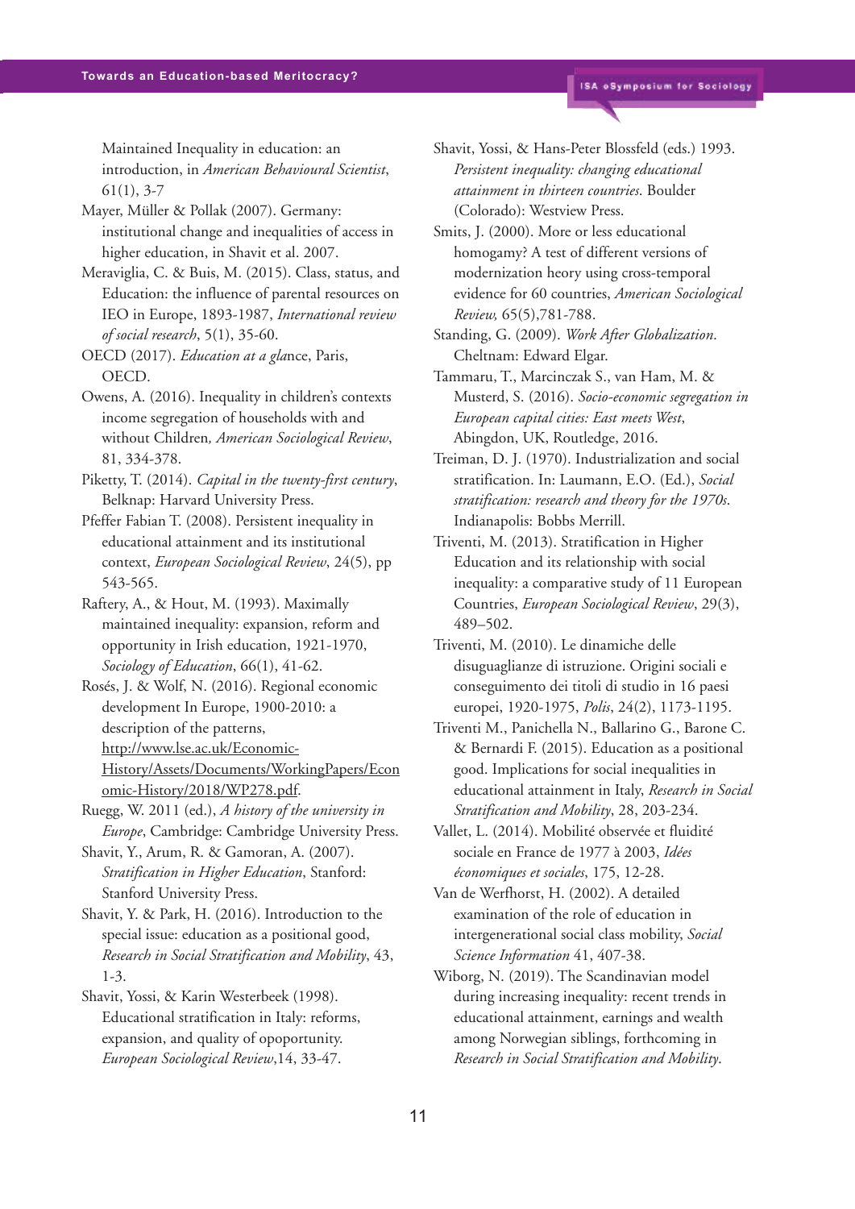Maintained Inequality in education: an introduction, in *American Behavioural Scientist*, 61(1), 3-7

Mayer, Müller & Pollak (2007). Germany: institutional change and inequalities of access in higher education, in Shavit et al. 2007.

Meraviglia, C. & Buis, M. (2015). Class, status, and Education: the influence of parental resources on IEO in Europe, 1893-1987, *International review of social research*, 5(1), 35-60.

OECD (2017). *Education at a gla*nce, Paris, OECD.

Owens, A. (2016). Inequality in children's contexts income segregation of households with and without Children*, American Sociological Review*, 81, 334-378.

Piketty, T. (2014). *Capital in the twenty-first century*, Belknap: Harvard University Press.

Pfeffer Fabian T. (2008). Persistent inequality in educational attainment and its institutional context, *European Sociological Review*, 24(5), pp 543-565.

Raftery, A., & Hout, M. (1993). Maximally maintained inequality: expansion, reform and opportunity in Irish education, 1921-1970, *Sociology of Education*, 66(1), 41-62.

Rosés, J. & Wolf, N. (2016). Regional economic development In Europe, 1900-2010: a description of the patterns, http://www.lse.ac.uk/Economic-History/Assets/Documents/WorkingPapers/Economic-History/2018/WP278.pdf.

Ruegg, W. 2011 (ed.), *A history of the university in Europe*, Cambridge: Cambridge University Press.

Shavit, Y., Arum, R. & Gamoran, A. (2007). *Stratification in Higher Education*, Stanford: Stanford University Press.

Shavit, Y. & Park, H. (2016). Introduction to the special issue: education as a positional good, *Research in Social Stratification and Mobility*, 43, 1-3.

Shavit, Yossi, & Karin Westerbeek (1998). Educational stratification in Italy: reforms, expansion, and quality of opoportunity. *European Sociological Review*,14, 33-47.

Shavit, Yossi, & Hans-Peter Blossfeld (eds.) 1993. *Persistent inequality: changing educational attainment in thirteen countries*. Boulder (Colorado): Westview Press.

Smits, J. (2000). More or less educational homogamy? A test of different versions of modernization heory using cross-temporal evidence for 60 countries, *American Sociological Review,* 65(5),781-788.

Standing, G. (2009). *Work After Globalization*. Cheltnam: Edward Elgar.

Tammaru, T., Marcinczak S., van Ham, M. & Musterd, S. (2016). *Socio-economic segregation in European capital cities: East meets West*, Abingdon, UK, Routledge, 2016.

Treiman, D. J. (1970). Industrialization and social stratification. In: Laumann, E.O. (Ed.), *Social stratification: research and theory for the 1970s*. Indianapolis: Bobbs Merrill.

Triventi, M. (2013). Stratification in Higher Education and its relationship with social inequality: a comparative study of 11 European Countries, *European Sociological Review*, 29(3), 489–502.

Triventi, M. (2010). Le dinamiche delle disuguaglianze di istruzione. Origini sociali e conseguimento dei titoli di studio in 16 paesi europei, 1920-1975, *Polis*, 24(2), 1173-1195.

Triventi M., Panichella N., Ballarino G., Barone C. & Bernardi F. (2015). Education as a positional good. Implications for social inequalities in educational attainment in Italy, *Research in Social Stratification and Mobility*, 28, 203-234.

Vallet, L. (2014). Mobilité observée et fluidité sociale en France de 1977 à 2003, *Idées économiques et sociales*, 175, 12-28.

Van de Werfhorst, H. (2002). A detailed examination of the role of education in intergenerational social class mobility, *Social Science Information* 41, 407-38.

Wiborg, N. (2019). The Scandinavian model during increasing inequality: recent trends in educational attainment, earnings and wealth among Norwegian siblings, forthcoming in *Research in Social Stratification and Mobility*.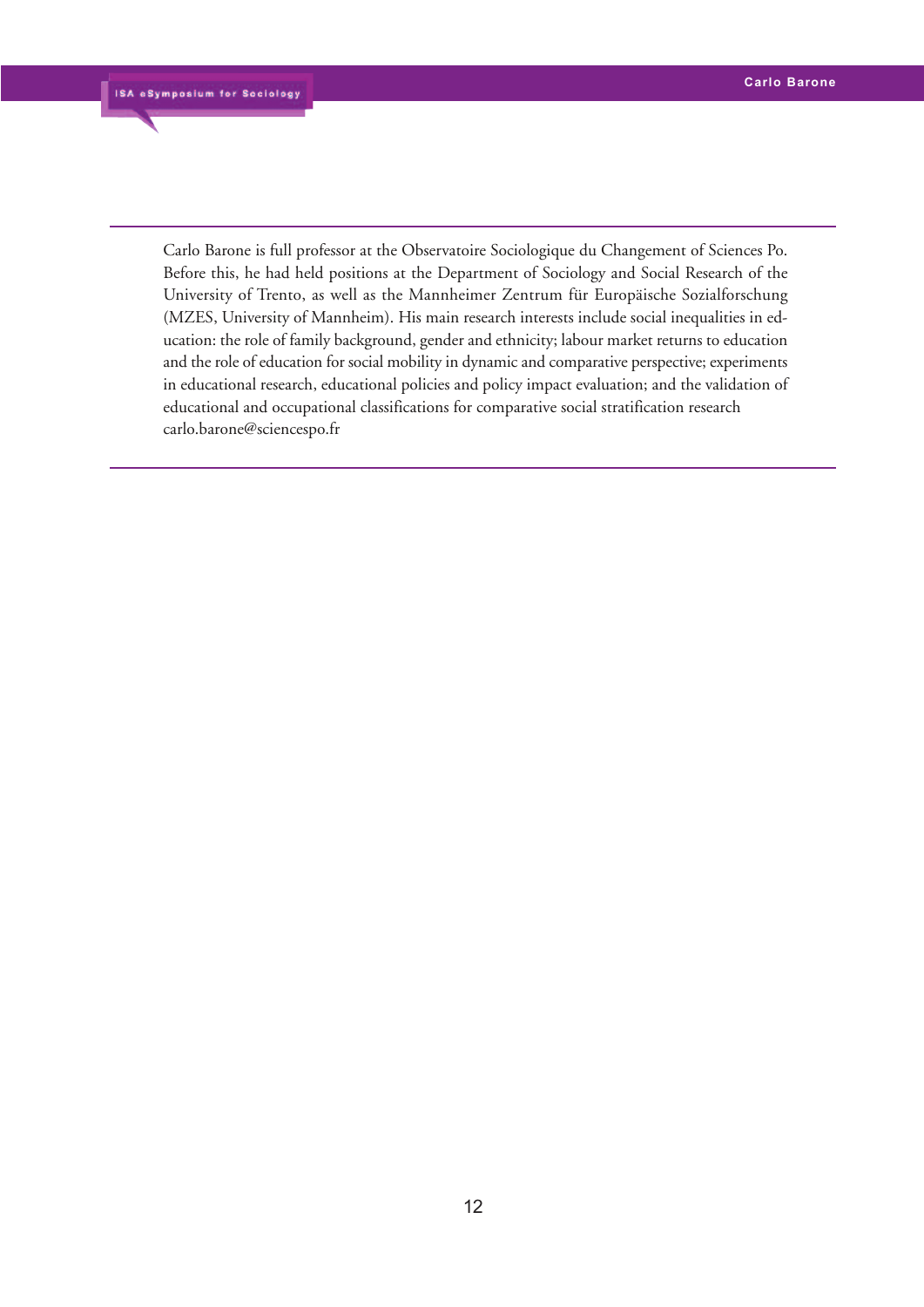Carlo Barone is full professor at the Observatoire Sociologique du Changement of Sciences Po. Before this, he had held positions at the Department of Sociology and Social Research of the University of Trento, as well as the Mannheimer Zentrum für Europäische Sozialforschung (MZES, University of Mannheim). His main research interests include social inequalities in education: the role of family background, gender and ethnicity; labour market returns to education and the role of education for social mobility in dynamic and comparative perspective; experiments in educational research, educational policies and policy impact evaluation; and the validation of educational and occupational classifications for comparative social stratification research
carlo.barone@sciencespo.fr